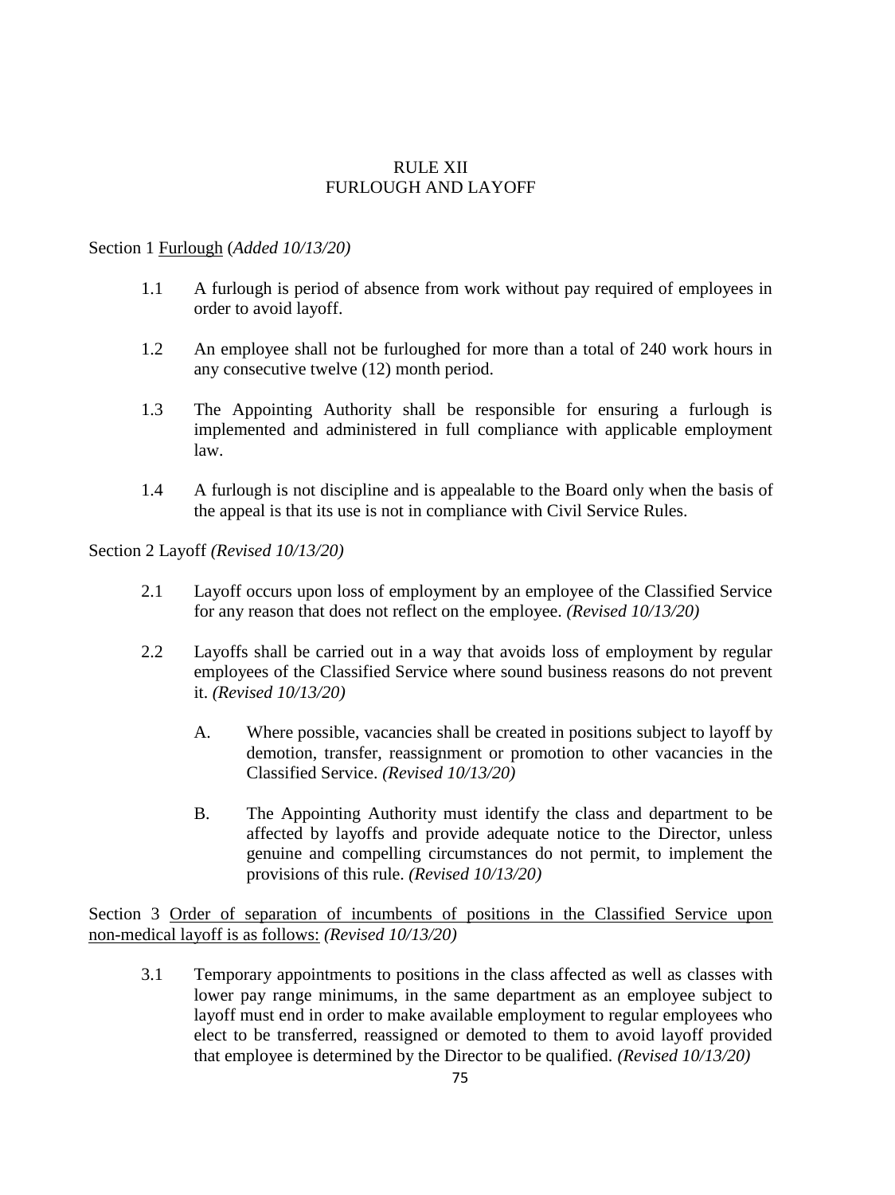# RULE XII
# FURLOUGH AND LAYOFF

Section 1 Furlough (*Added 10/13/20)*

1.1 A furlough is period of absence from work without pay required of employees in order to avoid layoff.

1.2 An employee shall not be furloughed for more than a total of 240 work hours in any consecutive twelve (12) month period.

1.3 The Appointing Authority shall be responsible for ensuring a furlough is implemented and administered in full compliance with applicable employment law.

1.4 A furlough is not discipline and is appealable to the Board only when the basis of the appeal is that its use is not in compliance with Civil Service Rules.

Section 2 Layoff *(Revised 10/13/20)*

2.1 Layoff occurs upon loss of employment by an employee of the Classified Service for any reason that does not reflect on the employee. *(Revised 10/13/20)*

2.2 Layoffs shall be carried out in a way that avoids loss of employment by regular employees of the Classified Service where sound business reasons do not prevent it. *(Revised 10/13/20)*

   A. Where possible, vacancies shall be created in positions subject to layoff by demotion, transfer, reassignment or promotion to other vacancies in the Classified Service. *(Revised 10/13/20)*

   B. The Appointing Authority must identify the class and department to be affected by layoffs and provide adequate notice to the Director, unless genuine and compelling circumstances do not permit, to implement the provisions of this rule. *(Revised 10/13/20)*

Section 3 Order of separation of incumbents of positions in the Classified Service upon non-medical layoff is as follows: *(Revised 10/13/20)*

3.1 Temporary appointments to positions in the class affected as well as classes with lower pay range minimums, in the same department as an employee subject to layoff must end in order to make available employment to regular employees who elect to be transferred, reassigned or demoted to them to avoid layoff provided that employee is determined by the Director to be qualified. *(Revised 10/13/20)*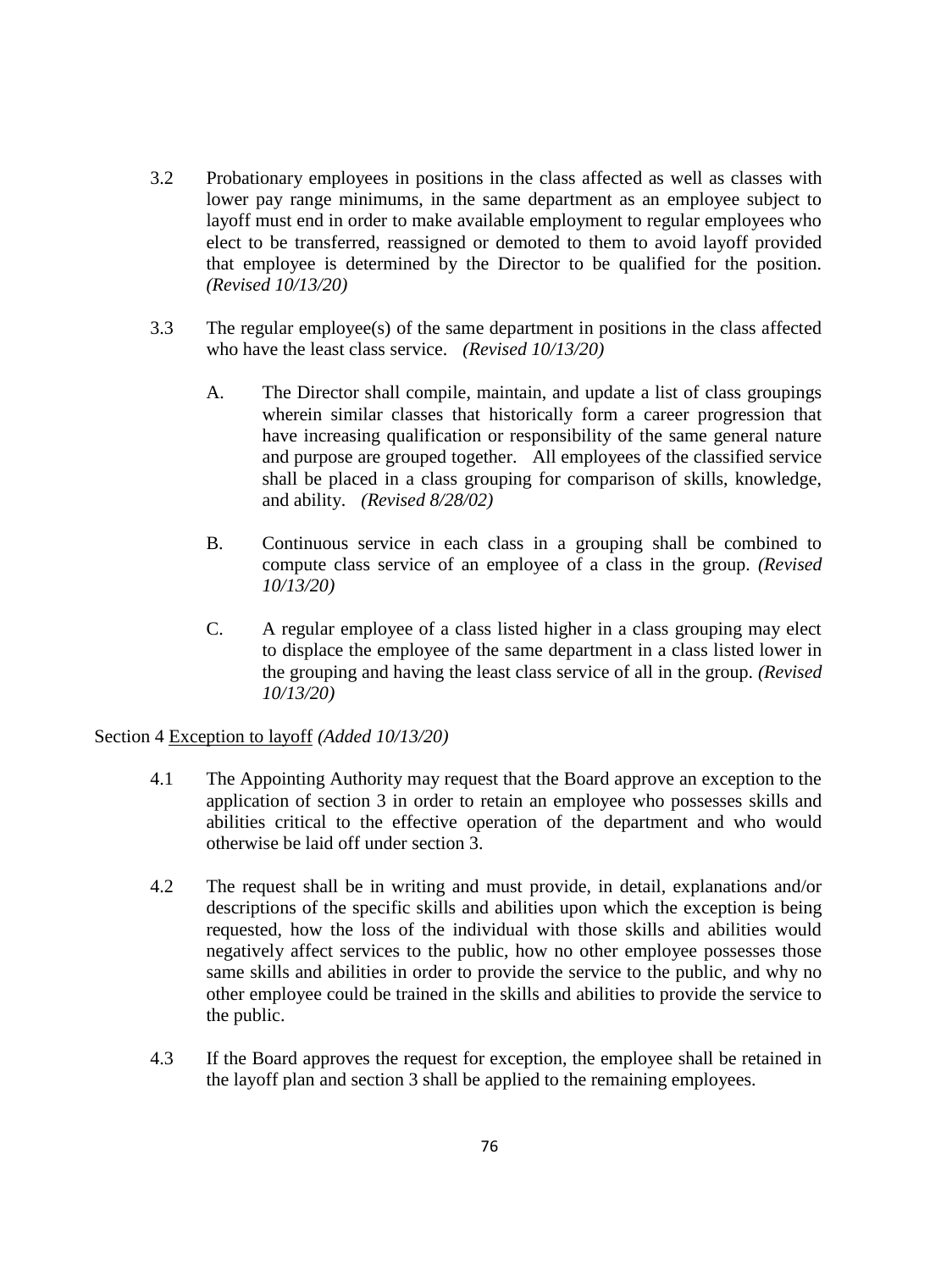3.2 Probationary employees in positions in the class affected as well as classes with lower pay range minimums, in the same department as an employee subject to layoff must end in order to make available employment to regular employees who elect to be transferred, reassigned or demoted to them to avoid layoff provided that employee is determined by the Director to be qualified for the position. *(Revised 10/13/20)*

3.3 The regular employee(s) of the same department in positions in the class affected who have the least class service. *(Revised 10/13/20)*

A. The Director shall compile, maintain, and update a list of class groupings wherein similar classes that historically form a career progression that have increasing qualification or responsibility of the same general nature and purpose are grouped together. All employees of the classified service shall be placed in a class grouping for comparison of skills, knowledge, and ability. *(Revised 8/28/02)*

B. Continuous service in each class in a grouping shall be combined to compute class service of an employee of a class in the group. *(Revised 10/13/20)*

C. A regular employee of a class listed higher in a class grouping may elect to displace the employee of the same department in a class listed lower in the grouping and having the least class service of all in the group. *(Revised 10/13/20)*

Section 4 Exception to layoff *(Added 10/13/20)*

4.1 The Appointing Authority may request that the Board approve an exception to the application of section 3 in order to retain an employee who possesses skills and abilities critical to the effective operation of the department and who would otherwise be laid off under section 3.

4.2 The request shall be in writing and must provide, in detail, explanations and/or descriptions of the specific skills and abilities upon which the exception is being requested, how the loss of the individual with those skills and abilities would negatively affect services to the public, how no other employee possesses those same skills and abilities in order to provide the service to the public, and why no other employee could be trained in the skills and abilities to provide the service to the public.

4.3 If the Board approves the request for exception, the employee shall be retained in the layoff plan and section 3 shall be applied to the remaining employees.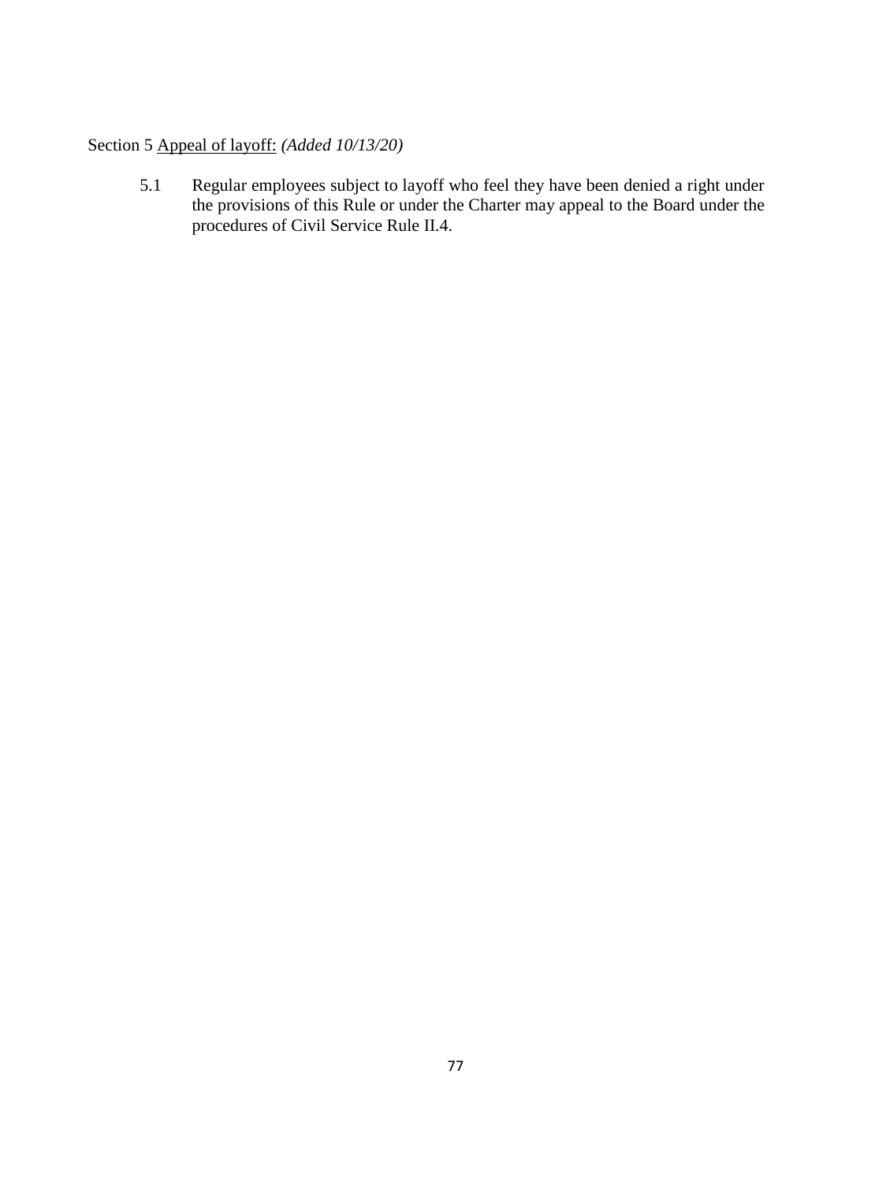Section 5 <u>Appeal of layoff:</u> *(Added 10/13/20)*

5.1 Regular employees subject to layoff who feel they have been denied a right under the provisions of this Rule or under the Charter may appeal to the Board under the procedures of Civil Service Rule II.4.